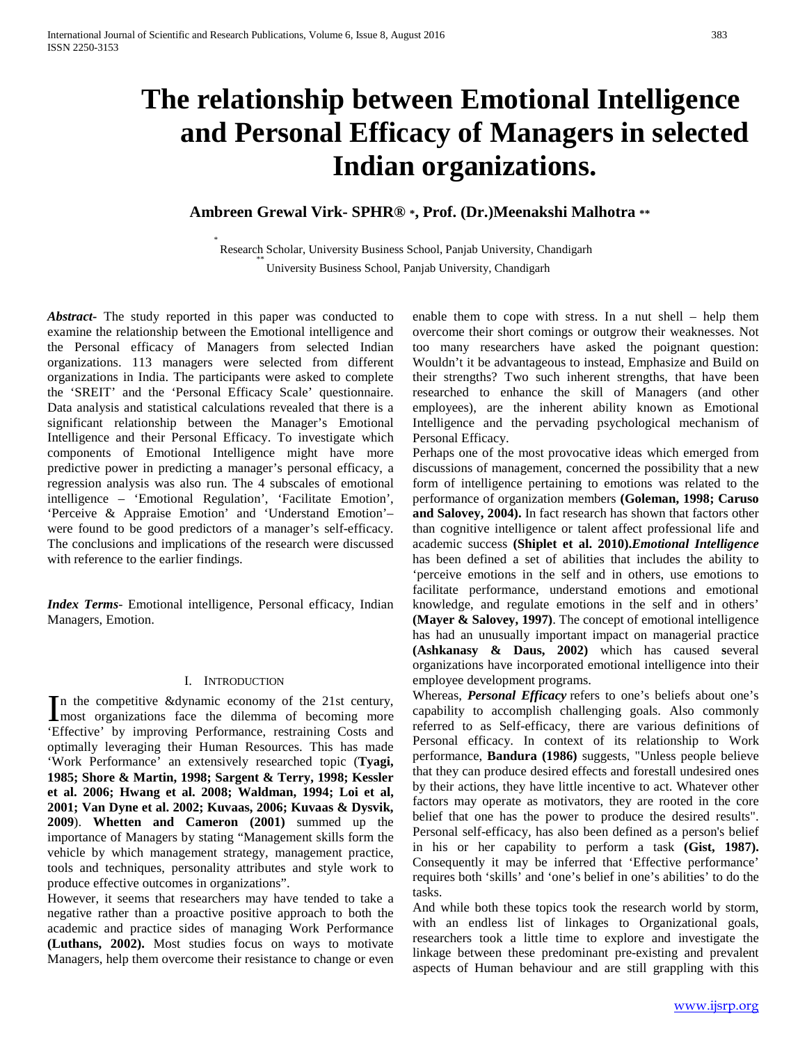# The relationship between Emotional Intelligence and Personal Efficacy of Managers in selected Indian organizations.

**Ambreen Grewal Virk- SPHR® \*, Prof. (Dr.)Meenakshi Malhotra \*\***

\* Research Scholar, University Business School, Panjab University, Chandigarh
\*\* University Business School, Panjab University, Chandigarh

***Abstract***- The study reported in this paper was conducted to examine the relationship between the Emotional intelligence and the Personal efficacy of Managers from selected Indian organizations. 113 managers were selected from different organizations in India. The participants were asked to complete the 'SREIT' and the 'Personal Efficacy Scale' questionnaire. Data analysis and statistical calculations revealed that there is a significant relationship between the Manager's Emotional Intelligence and their Personal Efficacy. To investigate which components of Emotional Intelligence might have more predictive power in predicting a manager's personal efficacy, a regression analysis was also run. The 4 subscales of emotional intelligence – 'Emotional Regulation', 'Facilitate Emotion', 'Perceive & Appraise Emotion' and 'Understand Emotion'– were found to be good predictors of a manager's self-efficacy. The conclusions and implications of the research were discussed with reference to the earlier findings.

***Index Terms***- Emotional intelligence, Personal efficacy, Indian Managers, Emotion.

## I. Introduction

In the competitive &dynamic economy of the 21st century, most organizations face the dilemma of becoming more 'Effective' by improving Performance, restraining Costs and optimally leveraging their Human Resources. This has made 'Work Performance' an extensively researched topic (**Tyagi, 1985; Shore & Martin, 1998; Sargent & Terry, 1998; Kessler et al. 2006; Hwang et al. 2008; Waldman, 1994; Loi et al, 2001; Van Dyne et al. 2002; Kuvaas, 2006; Kuvaas & Dysvik, 2009**). **Whetten and Cameron (2001)** summed up the importance of Managers by stating "Management skills form the vehicle by which management strategy, management practice, tools and techniques, personality attributes and style work to produce effective outcomes in organizations".

However, it seems that researchers may have tended to take a negative rather than a proactive positive approach to both the academic and practice sides of managing Work Performance **(Luthans, 2002).** Most studies focus on ways to motivate Managers, help them overcome their resistance to change or even enable them to cope with stress. In a nut shell – help them overcome their short comings or outgrow their weaknesses. Not too many researchers have asked the poignant question: Wouldn't it be advantageous to instead, Emphasize and Build on their strengths? Two such inherent strengths, that have been researched to enhance the skill of Managers (and other employees), are the inherent ability known as Emotional Intelligence and the pervading psychological mechanism of Personal Efficacy.

Perhaps one of the most provocative ideas which emerged from discussions of management, concerned the possibility that a new form of intelligence pertaining to emotions was related to the performance of organization members **(Goleman, 1998; Caruso and Salovey, 2004).** In fact research has shown that factors other than cognitive intelligence or talent affect professional life and academic success **(Shiplet et al. 2010).*Emotional Intelligence*** has been defined a set of abilities that includes the ability to 'perceive emotions in the self and in others, use emotions to facilitate performance, understand emotions and emotional knowledge, and regulate emotions in the self and in others' **(Mayer & Salovey, 1997)**. The concept of emotional intelligence has had an unusually important impact on managerial practice **(Ashkanasy & Daus, 2002)** which has caused several organizations have incorporated emotional intelligence into their employee development programs.

Whereas, ***Personal Efficacy*** refers to one's beliefs about one's capability to accomplish challenging goals. Also commonly referred to as Self-efficacy, there are various definitions of Personal efficacy. In context of its relationship to Work performance, **Bandura (1986)** suggests, "Unless people believe that they can produce desired effects and forestall undesired ones by their actions, they have little incentive to act. Whatever other factors may operate as motivators, they are rooted in the core belief that one has the power to produce the desired results". Personal self-efficacy, has also been defined as a person's belief in his or her capability to perform a task **(Gist, 1987).** Consequently it may be inferred that 'Effective performance' requires both 'skills' and 'one's belief in one's abilities' to do the tasks.

And while both these topics took the research world by storm, with an endless list of linkages to Organizational goals, researchers took a little time to explore and investigate the linkage between these predominant pre-existing and prevalent aspects of Human behaviour and are still grappling with this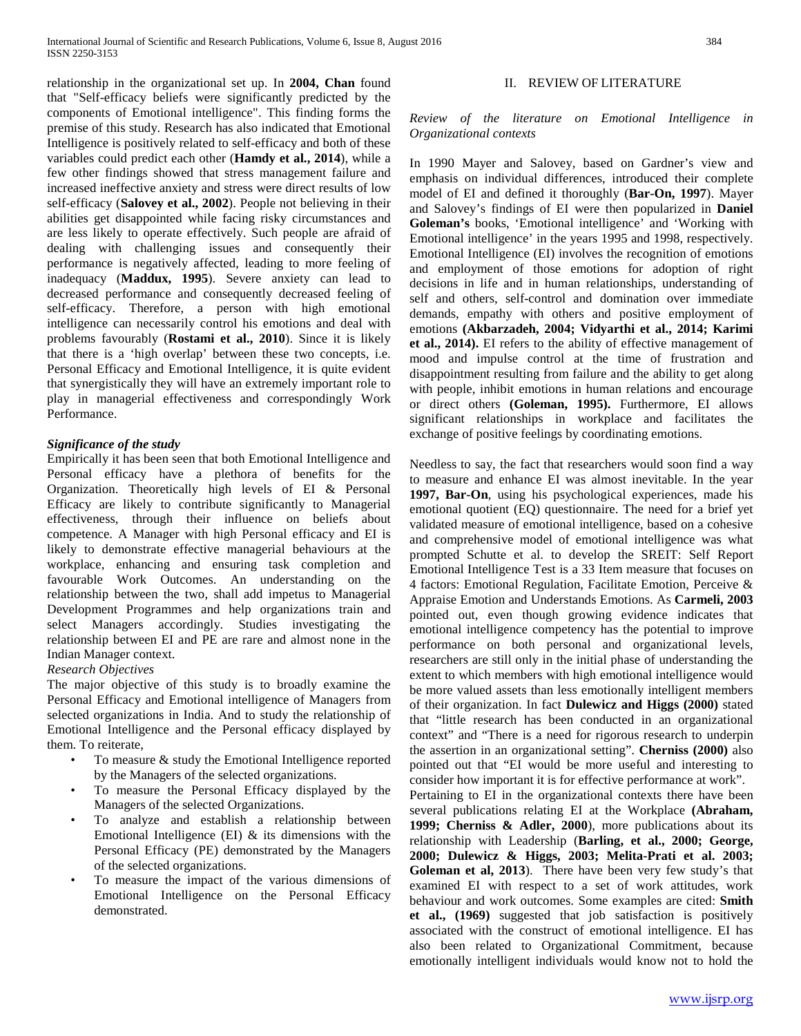relationship in the organizational set up. In **2004, Chan** found that "Self-efficacy beliefs were significantly predicted by the components of Emotional intelligence". This finding forms the premise of this study. Research has also indicated that Emotional Intelligence is positively related to self-efficacy and both of these variables could predict each other (**Hamdy et al., 2014**), while a few other findings showed that stress management failure and increased ineffective anxiety and stress were direct results of low self-efficacy (**Salovey et al., 2002**). People not believing in their abilities get disappointed while facing risky circumstances and are less likely to operate effectively. Such people are afraid of dealing with challenging issues and consequently their performance is negatively affected, leading to more feeling of inadequacy (**Maddux, 1995**). Severe anxiety can lead to decreased performance and consequently decreased feeling of self-efficacy. Therefore, a person with high emotional intelligence can necessarily control his emotions and deal with problems favourably (**Rostami et al., 2010**). Since it is likely that there is a 'high overlap' between these two concepts, i.e. Personal Efficacy and Emotional Intelligence, it is quite evident that synergistically they will have an extremely important role to play in managerial effectiveness and correspondingly Work Performance.

***Significance of the study***

Empirically it has been seen that both Emotional Intelligence and Personal efficacy have a plethora of benefits for the Organization. Theoretically high levels of EI & Personal Efficacy are likely to contribute significantly to Managerial effectiveness, through their influence on beliefs about competence. A Manager with high Personal efficacy and EI is likely to demonstrate effective managerial behaviours at the workplace, enhancing and ensuring task completion and favourable Work Outcomes. An understanding on the relationship between the two, shall add impetus to Managerial Development Programmes and help organizations train and select Managers accordingly. Studies investigating the relationship between EI and PE are rare and almost none in the Indian Manager context.

*Research Objectives*

The major objective of this study is to broadly examine the Personal Efficacy and Emotional intelligence of Managers from selected organizations in India. And to study the relationship of Emotional Intelligence and the Personal efficacy displayed by them. To reiterate,

- To measure & study the Emotional Intelligence reported by the Managers of the selected organizations.
- To measure the Personal Efficacy displayed by the Managers of the selected Organizations.
- To analyze and establish a relationship between Emotional Intelligence (EI) & its dimensions with the Personal Efficacy (PE) demonstrated by the Managers of the selected organizations.
- To measure the impact of the various dimensions of Emotional Intelligence on the Personal Efficacy demonstrated.

## II. REVIEW OF LITERATURE

*Review of the literature on Emotional Intelligence in Organizational contexts*

In 1990 Mayer and Salovey, based on Gardner's view and emphasis on individual differences, introduced their complete model of EI and defined it thoroughly (**Bar-On, 1997**). Mayer and Salovey's findings of EI were then popularized in **Daniel Goleman's** books, 'Emotional intelligence' and 'Working with Emotional intelligence' in the years 1995 and 1998, respectively. Emotional Intelligence (EI) involves the recognition of emotions and employment of those emotions for adoption of right decisions in life and in human relationships, understanding of self and others, self-control and domination over immediate demands, empathy with others and positive employment of emotions **(Akbarzadeh, 2004; Vidyarthi et al., 2014; Karimi et al., 2014).** EI refers to the ability of effective management of mood and impulse control at the time of frustration and disappointment resulting from failure and the ability to get along with people, inhibit emotions in human relations and encourage or direct others **(Goleman, 1995).** Furthermore, EI allows significant relationships in workplace and facilitates the exchange of positive feelings by coordinating emotions.

Needless to say, the fact that researchers would soon find a way to measure and enhance EI was almost inevitable. In the year **1997, Bar-On**, using his psychological experiences, made his emotional quotient (EQ) questionnaire. The need for a brief yet validated measure of emotional intelligence, based on a cohesive and comprehensive model of emotional intelligence was what prompted Schutte et al. to develop the SREIT: Self Report Emotional Intelligence Test is a 33 Item measure that focuses on 4 factors: Emotional Regulation, Facilitate Emotion, Perceive & Appraise Emotion and Understands Emotions. As **Carmeli, 2003** pointed out, even though growing evidence indicates that emotional intelligence competency has the potential to improve performance on both personal and organizational levels, researchers are still only in the initial phase of understanding the extent to which members with high emotional intelligence would be more valued assets than less emotionally intelligent members of their organization. In fact **Dulewicz and Higgs (2000)** stated that "little research has been conducted in an organizational context" and "There is a need for rigorous research to underpin the assertion in an organizational setting". **Cherniss (2000)** also pointed out that "EI would be more useful and interesting to consider how important it is for effective performance at work".

Pertaining to EI in the organizational contexts there have been several publications relating EI at the Workplace **(Abraham, 1999; Cherniss & Adler, 2000**), more publications about its relationship with Leadership (**Barling, et al., 2000; George, 2000; Dulewicz & Higgs, 2003; Melita-Prati et al. 2003; Goleman et al, 2013**). There have been very few study's that examined EI with respect to a set of work attitudes, work behaviour and work outcomes. Some examples are cited: **Smith et al., (1969)** suggested that job satisfaction is positively associated with the construct of emotional intelligence. EI has also been related to Organizational Commitment, because emotionally intelligent individuals would know not to hold the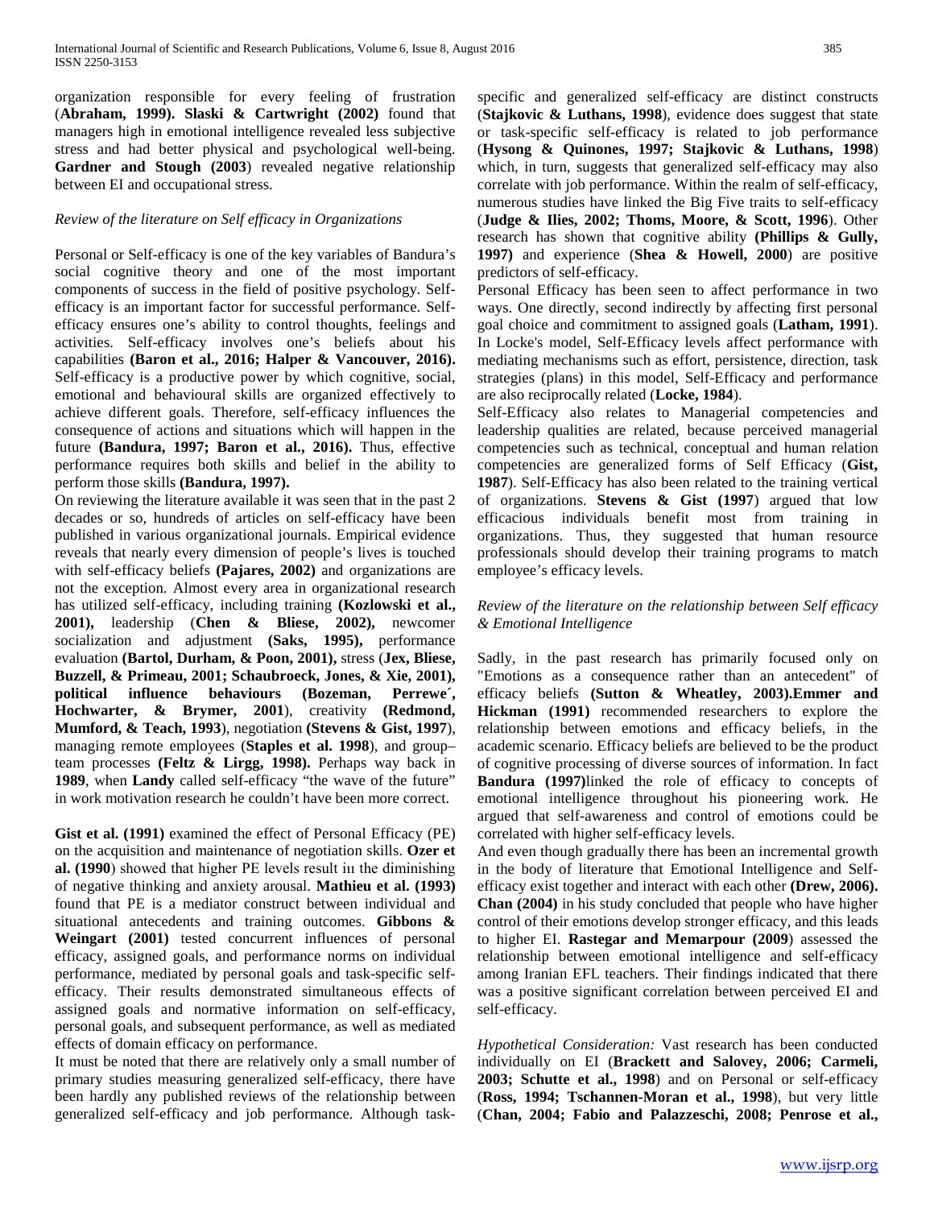organization responsible for every feeling of frustration (**Abraham, 1999). Slaski & Cartwright (2002)** found that managers high in emotional intelligence revealed less subjective stress and had better physical and psychological well-being. **Gardner and Stough (2003**) revealed negative relationship between EI and occupational stress.

*Review of the literature on Self efficacy in Organizations*

Personal or Self-efficacy is one of the key variables of Bandura's social cognitive theory and one of the most important components of success in the field of positive psychology. Self-efficacy is an important factor for successful performance. Self-efficacy ensures one's ability to control thoughts, feelings and activities. Self-efficacy involves one's beliefs about his capabilities **(Baron et al., 2016; Halper & Vancouver, 2016).** Self-efficacy is a productive power by which cognitive, social, emotional and behavioural skills are organized effectively to achieve different goals. Therefore, self-efficacy influences the consequence of actions and situations which will happen in the future **(Bandura, 1997; Baron et al., 2016).** Thus, effective performance requires both skills and belief in the ability to perform those skills **(Bandura, 1997).**

On reviewing the literature available it was seen that in the past 2 decades or so, hundreds of articles on self-efficacy have been published in various organizational journals. Empirical evidence reveals that nearly every dimension of people's lives is touched with self-efficacy beliefs **(Pajares, 2002)** and organizations are not the exception. Almost every area in organizational research has utilized self-efficacy, including training **(Kozlowski et al., 2001),** leadership (**Chen & Bliese, 2002),** newcomer socialization and adjustment **(Saks, 1995),** performance evaluation **(Bartol, Durham, & Poon, 2001),** stress (**Jex, Bliese, Buzzell, & Primeau, 2001; Schaubroeck, Jones, & Xie, 2001), political influence behaviours (Bozeman, Perrewe´, Hochwarter, & Brymer, 2001**), creativity **(Redmond, Mumford, & Teach, 1993**), negotiation **(Stevens & Gist, 1997**), managing remote employees (**Staples et al. 1998**), and group–team processes **(Feltz & Lirgg, 1998).** Perhaps way back in **1989**, when **Landy** called self-efficacy "the wave of the future" in work motivation research he couldn't have been more correct.

**Gist et al. (1991)** examined the effect of Personal Efficacy (PE) on the acquisition and maintenance of negotiation skills. **Ozer et al. (1990**) showed that higher PE levels result in the diminishing of negative thinking and anxiety arousal. **Mathieu et al. (1993)** found that PE is a mediator construct between individual and situational antecedents and training outcomes. **Gibbons & Weingart (2001)** tested concurrent influences of personal efficacy, assigned goals, and performance norms on individual performance, mediated by personal goals and task-specific self-efficacy. Their results demonstrated simultaneous effects of assigned goals and normative information on self-efficacy, personal goals, and subsequent performance, as well as mediated effects of domain efficacy on performance.

It must be noted that there are relatively only a small number of primary studies measuring generalized self-efficacy, there have been hardly any published reviews of the relationship between generalized self-efficacy and job performance. Although task-specific and generalized self-efficacy are distinct constructs (**Stajkovic & Luthans, 1998**), evidence does suggest that state or task-specific self-efficacy is related to job performance (**Hysong & Quinones, 1997; Stajkovic & Luthans, 1998**) which, in turn, suggests that generalized self-efficacy may also correlate with job performance. Within the realm of self-efficacy, numerous studies have linked the Big Five traits to self-efficacy (**Judge & Ilies, 2002; Thoms, Moore, & Scott, 1996**). Other research has shown that cognitive ability **(Phillips & Gully, 1997)** and experience (**Shea & Howell, 2000**) are positive predictors of self-efficacy.

Personal Efficacy has been seen to affect performance in two ways. One directly, second indirectly by affecting first personal goal choice and commitment to assigned goals (**Latham, 1991**). In Locke's model, Self-Efficacy levels affect performance with mediating mechanisms such as effort, persistence, direction, task strategies (plans) in this model, Self-Efficacy and performance are also reciprocally related (**Locke, 1984**).

Self-Efficacy also relates to Managerial competencies and leadership qualities are related, because perceived managerial competencies such as technical, conceptual and human relation competencies are generalized forms of Self Efficacy (**Gist, 1987**). Self-Efficacy has also been related to the training vertical of organizations. **Stevens & Gist (1997**) argued that low efficacious individuals benefit most from training in organizations. Thus, they suggested that human resource professionals should develop their training programs to match employee's efficacy levels.

*Review of the literature on the relationship between Self efficacy & Emotional Intelligence*

Sadly, in the past research has primarily focused only on "Emotions as a consequence rather than an antecedent" of efficacy beliefs **(Sutton & Wheatley, 2003).Emmer and Hickman (1991)** recommended researchers to explore the relationship between emotions and efficacy beliefs, in the academic scenario. Efficacy beliefs are believed to be the product of cognitive processing of diverse sources of information. In fact **Bandura (1997)**linked the role of efficacy to concepts of emotional intelligence throughout his pioneering work. He argued that self-awareness and control of emotions could be correlated with higher self-efficacy levels.

And even though gradually there has been an incremental growth in the body of literature that Emotional Intelligence and Self-efficacy exist together and interact with each other **(Drew, 2006). Chan (2004)** in his study concluded that people who have higher control of their emotions develop stronger efficacy, and this leads to higher EI. **Rastegar and Memarpour (2009**) assessed the relationship between emotional intelligence and self-efficacy among Iranian EFL teachers. Their findings indicated that there was a positive significant correlation between perceived EI and self-efficacy.

*Hypothetical Consideration:* Vast research has been conducted individually on EI (**Brackett and Salovey, 2006; Carmeli, 2003; Schutte et al., 1998**) and on Personal or self-efficacy (**Ross, 1994; Tschannen-Moran et al., 1998**), but very little (**Chan, 2004; Fabio and Palazzeschi, 2008; Penrose et al.,**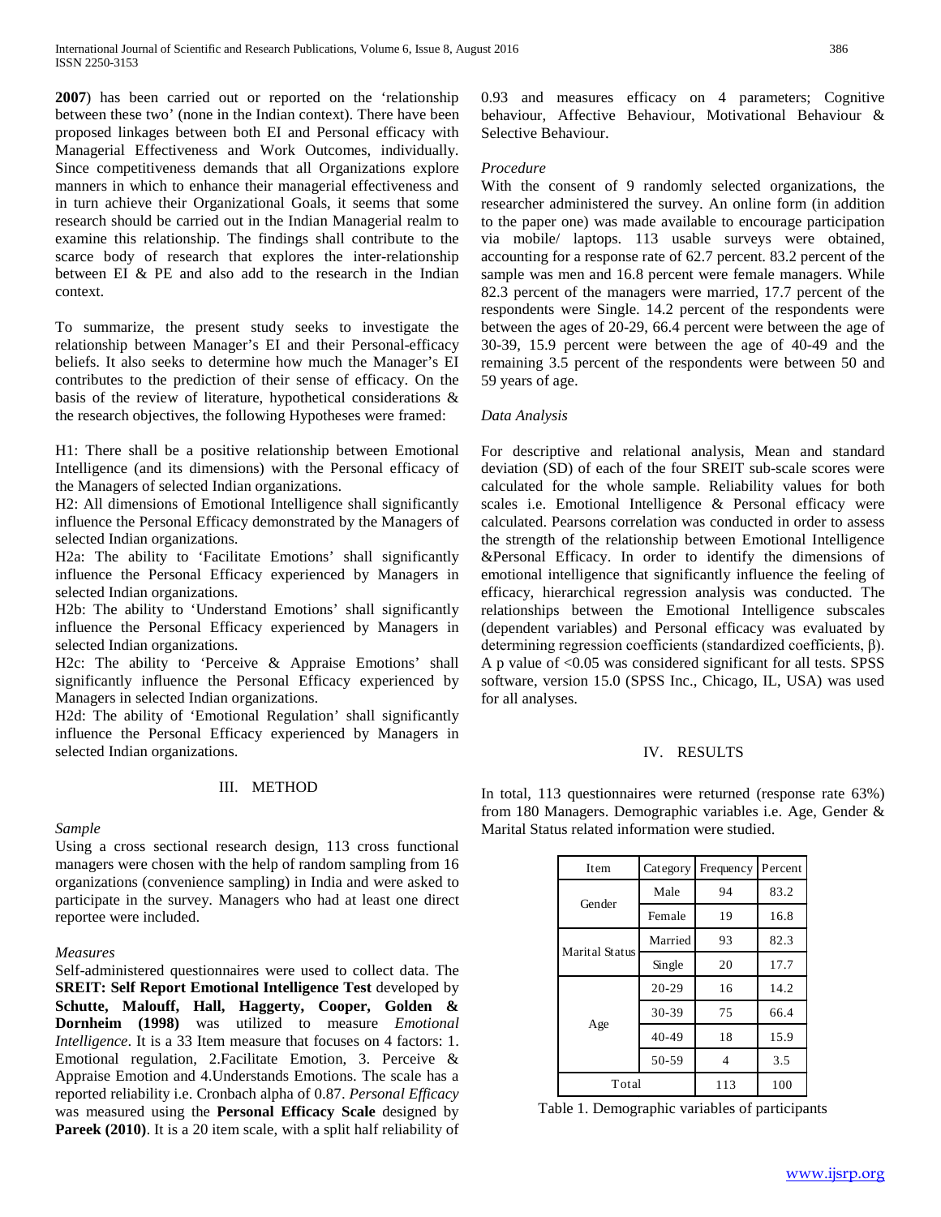**2007**) has been carried out or reported on the 'relationship between these two' (none in the Indian context). There have been proposed linkages between both EI and Personal efficacy with Managerial Effectiveness and Work Outcomes, individually. Since competitiveness demands that all Organizations explore manners in which to enhance their managerial effectiveness and in turn achieve their Organizational Goals, it seems that some research should be carried out in the Indian Managerial realm to examine this relationship. The findings shall contribute to the scarce body of research that explores the inter-relationship between EI & PE and also add to the research in the Indian context.

To summarize, the present study seeks to investigate the relationship between Manager's EI and their Personal-efficacy beliefs. It also seeks to determine how much the Manager's EI contributes to the prediction of their sense of efficacy. On the basis of the review of literature, hypothetical considerations & the research objectives, the following Hypotheses were framed:

H1: There shall be a positive relationship between Emotional Intelligence (and its dimensions) with the Personal efficacy of the Managers of selected Indian organizations.
H2: All dimensions of Emotional Intelligence shall significantly influence the Personal Efficacy demonstrated by the Managers of selected Indian organizations.
H2a: The ability to 'Facilitate Emotions' shall significantly influence the Personal Efficacy experienced by Managers in selected Indian organizations.
H2b: The ability to 'Understand Emotions' shall significantly influence the Personal Efficacy experienced by Managers in selected Indian organizations.
H2c: The ability to 'Perceive & Appraise Emotions' shall significantly influence the Personal Efficacy experienced by Managers in selected Indian organizations.
H2d: The ability of 'Emotional Regulation' shall significantly influence the Personal Efficacy experienced by Managers in selected Indian organizations.

## III. METHOD

*Sample*

Using a cross sectional research design, 113 cross functional managers were chosen with the help of random sampling from 16 organizations (convenience sampling) in India and were asked to participate in the survey. Managers who had at least one direct reportee were included.

*Measures*

Self-administered questionnaires were used to collect data. The **SREIT: Self Report Emotional Intelligence Test** developed by **Schutte, Malouff, Hall, Haggerty, Cooper, Golden & Dornheim (1998)** was utilized to measure *Emotional Intelligence*. It is a 33 Item measure that focuses on 4 factors: 1. Emotional regulation, 2.Facilitate Emotion, 3. Perceive & Appraise Emotion and 4.Understands Emotions. The scale has a reported reliability i.e. Cronbach alpha of 0.87. *Personal Efficacy* was measured using the **Personal Efficacy Scale** designed by **Pareek (2010)**. It is a 20 item scale, with a split half reliability of 0.93 and measures efficacy on 4 parameters; Cognitive behaviour, Affective Behaviour, Motivational Behaviour & Selective Behaviour.

*Procedure*

With the consent of 9 randomly selected organizations, the researcher administered the survey. An online form (in addition to the paper one) was made available to encourage participation via mobile/ laptops. 113 usable surveys were obtained, accounting for a response rate of 62.7 percent. 83.2 percent of the sample was men and 16.8 percent were female managers. While 82.3 percent of the managers were married, 17.7 percent of the respondents were Single. 14.2 percent of the respondents were between the ages of 20-29, 66.4 percent were between the age of 30-39, 15.9 percent were between the age of 40-49 and the remaining 3.5 percent of the respondents were between 50 and 59 years of age.

*Data Analysis*

For descriptive and relational analysis, Mean and standard deviation (SD) of each of the four SREIT sub-scale scores were calculated for the whole sample. Reliability values for both scales i.e. Emotional Intelligence & Personal efficacy were calculated. Pearsons correlation was conducted in order to assess the strength of the relationship between Emotional Intelligence &Personal Efficacy. In order to identify the dimensions of emotional intelligence that significantly influence the feeling of efficacy, hierarchical regression analysis was conducted. The relationships between the Emotional Intelligence subscales (dependent variables) and Personal efficacy was evaluated by determining regression coefficients (standardized coefficients, β). A p value of $<0.05$ was considered significant for all tests. SPSS software, version 15.0 (SPSS Inc., Chicago, IL, USA) was used for all analyses.

## IV. RESULTS

In total, 113 questionnaires were returned (response rate 63%) from 180 Managers. Demographic variables i.e. Age, Gender & Marital Status related information were studied.

| Item | Category | Frequency | Percent |
|---|---|---|---|
| Gender | Male | 94 | 83.2 |
| | Female | 19 | 16.8 |
| Marital Status | Married | 93 | 82.3 |
| | Single | 20 | 17.7 |
| Age | 20-29 | 16 | 14.2 |
| | 30-39 | 75 | 66.4 |
| | 40-49 | 18 | 15.9 |
| | 50-59 | 4 | 3.5 |
| Total | | 113 | 100 |

Table 1. Demographic variables of participants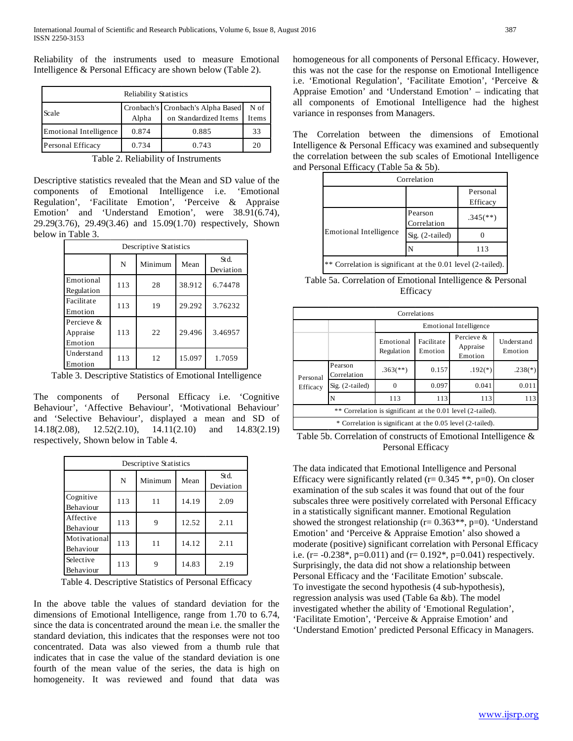Reliability of the instruments used to measure Emotional Intelligence & Personal Efficacy are shown below (Table 2).

| Reliability Statistics | | | |
|---|---|---|---|
| Scale | Cronbach's Alpha | Cronbach's Alpha Based on Standardized Items | N of Items |
| Emotional Intelligence | 0.874 | 0.885 | 33 |
| Personal Efficacy | 0.734 | 0.743 | 20 |

Table 2. Reliability of Instruments

Descriptive statistics revealed that the Mean and SD value of the components of Emotional Intelligence i.e. 'Emotional Regulation', 'Facilitate Emotion', 'Perceive & Appraise Emotion' and 'Understand Emotion', were 38.91(6.74), 29.29(3.76), 29.49(3.46) and 15.09(1.70) respectively, Shown below in Table 3.

| Descriptive Statistics | | | | |
|---|---|---|---|---|
| | N | Minimum | Mean | Std. Deviation |
| Emotional Regulation | 113 | 28 | 38.912 | 6.74478 |
| Facilitate Emotion | 113 | 19 | 29.292 | 3.76232 |
| Percieve & Appraise Emotion | 113 | 22 | 29.496 | 3.46957 |
| Understand Emotion | 113 | 12 | 15.097 | 1.7059 |

Table 3. Descriptive Statistics of Emotional Intelligence

The components of Personal Efficacy i.e. 'Cognitive Behaviour', 'Affective Behaviour', 'Motivational Behaviour' and 'Selective Behaviour', displayed a mean and SD of 14.18(2.08), 12.52(2.10), 14.11(2.10) and 14.83(2.19) respectively, Shown below in Table 4.

| Descriptive Statistics | | | | |
|---|---|---|---|---|
| | N | Minimum | Mean | Std. Deviation |
| Cognitive Behaviour | 113 | 11 | 14.19 | 2.09 |
| Affective Behaviour | 113 | 9 | 12.52 | 2.11 |
| Motivational Behaviour | 113 | 11 | 14.12 | 2.11 |
| Selective Behaviour | 113 | 9 | 14.83 | 2.19 |

Table 4. Descriptive Statistics of Personal Efficacy

In the above table the values of standard deviation for the dimensions of Emotional Intelligence, range from 1.70 to 6.74, since the data is concentrated around the mean i.e. the smaller the standard deviation, this indicates that the responses were not too concentrated. Data was also viewed from a thumb rule that indicates that in case the value of the standard deviation is one fourth of the mean value of the series, the data is high on homogeneity. It was reviewed and found that data was homogeneous for all components of Personal Efficacy. However, this was not the case for the response on Emotional Intelligence i.e. 'Emotional Regulation', 'Facilitate Emotion', 'Perceive & Appraise Emotion' and 'Understand Emotion' – indicating that all components of Emotional Intelligence had the highest variance in responses from Managers.

The Correlation between the dimensions of Emotional Intelligence & Personal Efficacy was examined and subsequently the correlation between the sub scales of Emotional Intelligence and Personal Efficacy (Table 5a & 5b).

| Correlation | | |
|---|---|---|
| | | Personal Efficacy |
| Emotional Intelligence | Pearson Correlation | .345(**) |
| | Sig. (2-tailed) | 0 |
| | N | 113 |
| ** Correlation is significant at the 0.01 level (2-tailed). | | |

Table 5a. Correlation of Emotional Intelligence & Personal Efficacy

| Correlations | | | | | |
|---|---|---|---|---|---|
| | | Emotional Intelligence | | | |
| | | Emotional Regulation | Facilitate Emotion | Percieve & Appraise Emotion | Understand Emotion |
| Personal Efficacy | Pearson Correlation | .363(**) | 0.157 | .192(*) | .238(*) |
| | Sig. (2-tailed) | 0 | 0.097 | 0.041 | 0.011 |
| | N | 113 | 113 | 113 | 113 |
| ** Correlation is significant at the 0.01 level (2-tailed). | | | | | |
| * Correlation is significant at the 0.05 level (2-tailed). | | | | | |

Table 5b. Correlation of constructs of Emotional Intelligence & Personal Efficacy

The data indicated that Emotional Intelligence and Personal Efficacy were significantly related (r= 0.345 **, p=0). On closer examination of the sub scales it was found that out of the four subscales three were positively correlated with Personal Efficacy in a statistically significant manner. Emotional Regulation showed the strongest relationship (r= 0.363**, p=0). 'Understand Emotion' and 'Perceive & Appraise Emotion' also showed a moderate (positive) significant correlation with Personal Efficacy i.e. (r= -0.238*, p=0.011) and (r= 0.192*, p=0.041) respectively. Surprisingly, the data did not show a relationship between Personal Efficacy and the 'Facilitate Emotion' subscale.
To investigate the second hypothesis (4 sub-hypothesis), regression analysis was used (Table 6a &b). The model investigated whether the ability of 'Emotional Regulation', 'Facilitate Emotion', 'Perceive & Appraise Emotion' and 'Understand Emotion' predicted Personal Efficacy in Managers.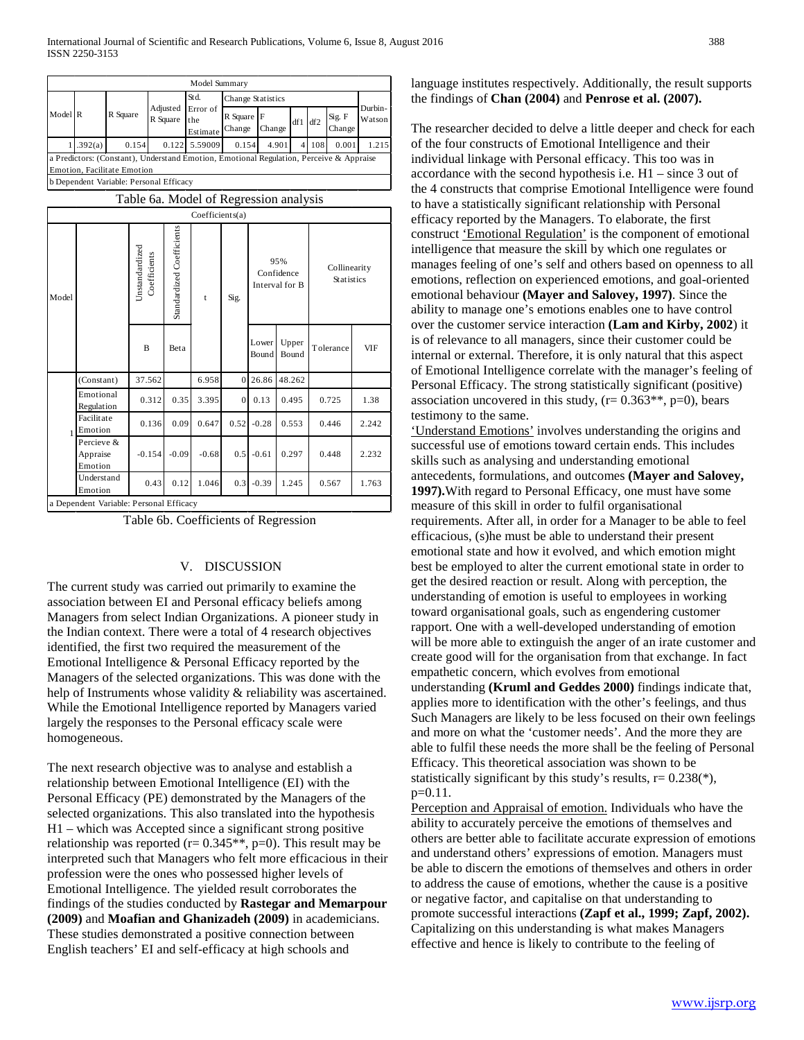| Model Summary | | | | | | | | | | |
|---|---|---|---|---|---|---|---|---|---|---|
| Model | R | R Square | Adjusted R Square | Std. Error of the Estimate | Change Statistics | | | | | Durbin-Watson |
| | | | | | R Square Change | F Change | df1 | df2 | Sig. F Change | |
| 1 | .392(a) | 0.154 | 0.122 | 5.59009 | 0.154 | 4.901 | 4 | 108 | 0.001 | 1.215 |

a Predictors: (Constant), Understand Emotion, Emotional Regulation, Perceive & Appraise Emotion, Facilitate Emotion

b Dependent Variable: Personal Efficacy

Table 6a. Model of Regression analysis

| Coefficients(a) | | | | | | | | | |
|---|---|---|---|---|---|---|---|---|---|
| Model | | Unstandardized Coefficients | Standardized Coefficients | t | Sig. | 95% Confidence Interval for B | | Collinearity Statistics | |
| | | B | Beta | | | Lower Bound | Upper Bound | Tolerance | VIF |
| 1 | (Constant) | 37.562 | | 6.958 | 0 | 26.86 | 48.262 | | |
| | Emotional Regulation | 0.312 | 0.35 | 3.395 | 0 | 0.13 | 0.495 | 0.725 | 1.38 |
| | Facilitate Emotion | 0.136 | 0.09 | 0.647 | 0.52 | -0.28 | 0.553 | 0.446 | 2.242 |
| | Percieve & Appraise Emotion | -0.154 | -0.09 | -0.68 | 0.5 | -0.61 | 0.297 | 0.448 | 2.232 |
| | Understand Emotion | 0.43 | 0.12 | 1.046 | 0.3 | -0.39 | 1.245 | 0.567 | 1.763 |

a Dependent Variable: Personal Efficacy

Table 6b. Coefficients of Regression

## V. DISCUSSION

The current study was carried out primarily to examine the association between EI and Personal efficacy beliefs among Managers from select Indian Organizations. A pioneer study in the Indian context. There were a total of 4 research objectives identified, the first two required the measurement of the Emotional Intelligence & Personal Efficacy reported by the Managers of the selected organizations. This was done with the help of Instruments whose validity & reliability was ascertained. While the Emotional Intelligence reported by Managers varied largely the responses to the Personal efficacy scale were homogeneous.

The next research objective was to analyse and establish a relationship between Emotional Intelligence (EI) with the Personal Efficacy (PE) demonstrated by the Managers of the selected organizations. This also translated into the hypothesis H1 – which was Accepted since a significant strong positive relationship was reported (r= 0.345**, p=0). This result may be interpreted such that Managers who felt more efficacious in their profession were the ones who possessed higher levels of Emotional Intelligence. The yielded result corroborates the findings of the studies conducted by **Rastegar and Memarpour (2009)** and **Moafian and Ghanizadeh (2009)** in academicians. These studies demonstrated a positive connection between English teachers' EI and self-efficacy at high schools and language institutes respectively. Additionally, the result supports the findings of **Chan (2004)** and **Penrose et al. (2007).**

The researcher decided to delve a little deeper and check for each of the four constructs of Emotional Intelligence and their individual linkage with Personal efficacy. This too was in accordance with the second hypothesis i.e. H1 – since 3 out of the 4 constructs that comprise Emotional Intelligence were found to have a statistically significant relationship with Personal efficacy reported by the Managers. To elaborate, the first construct <u>'Emotional Regulation'</u> is the component of emotional intelligence that measure the skill by which one regulates or manages feeling of one's self and others based on openness to all emotions, reflection on experienced emotions, and goal-oriented emotional behaviour **(Mayer and Salovey, 1997)**. Since the ability to manage one's emotions enables one to have control over the customer service interaction **(Lam and Kirby, 2002)** it is of relevance to all managers, since their customer could be internal or external. Therefore, it is only natural that this aspect of Emotional Intelligence correlate with the manager's feeling of Personal Efficacy. The strong statistically significant (positive) association uncovered in this study, (r= 0.363**, p=0), bears testimony to the same.

<u>'Understand Emotions'</u> involves understanding the origins and successful use of emotions toward certain ends. This includes skills such as analysing and understanding emotional antecedents, formulations, and outcomes **(Mayer and Salovey, 1997).**With regard to Personal Efficacy, one must have some measure of this skill in order to fulfil organisational requirements. After all, in order for a Manager to be able to feel efficacious, (s)he must be able to understand their present emotional state and how it evolved, and which emotion might best be employed to alter the current emotional state in order to get the desired reaction or result. Along with perception, the understanding of emotion is useful to employees in working toward organisational goals, such as engendering customer rapport. One with a well-developed understanding of emotion will be more able to extinguish the anger of an irate customer and create good will for the organisation from that exchange. In fact empathetic concern, which evolves from emotional understanding **(Kruml and Geddes 2000)** findings indicate that, applies more to identification with the other's feelings, and thus Such Managers are likely to be less focused on their own feelings and more on what the 'customer needs'. And the more they are able to fulfil these needs the more shall be the feeling of Personal Efficacy. This theoretical association was shown to be statistically significant by this study's results, r= 0.238(*), p=0.11.

<u>Perception and Appraisal of emotion.</u> Individuals who have the ability to accurately perceive the emotions of themselves and others are better able to facilitate accurate expression of emotions and understand others' expressions of emotion. Managers must be able to discern the emotions of themselves and others in order to address the cause of emotions, whether the cause is a positive or negative factor, and capitalise on that understanding to promote successful interactions **(Zapf et al., 1999; Zapf, 2002).** Capitalizing on this understanding is what makes Managers effective and hence is likely to contribute to the feeling of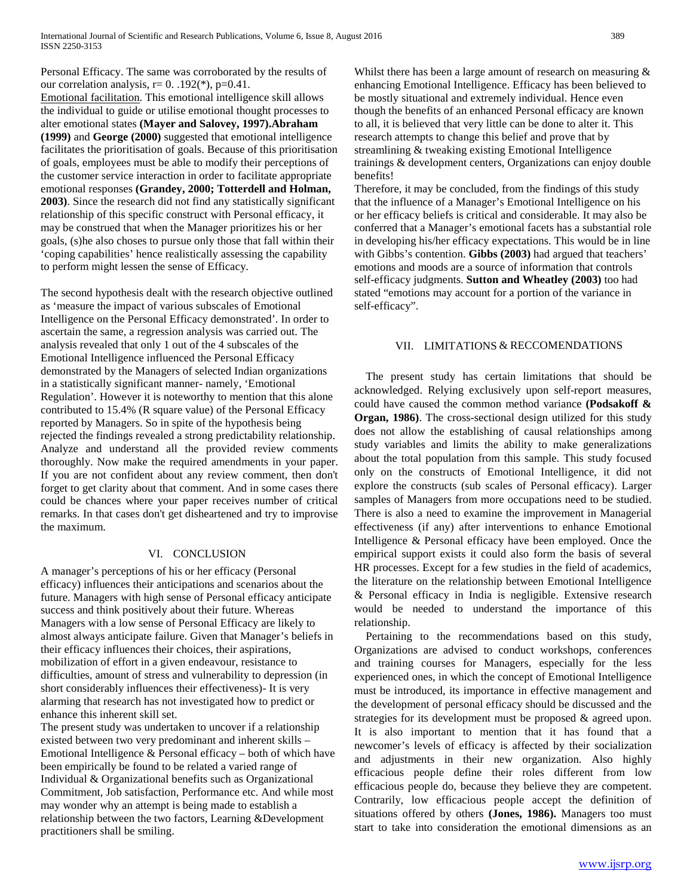Personal Efficacy. The same was corroborated by the results of our correlation analysis, r= 0. .192(*), p=0.41.

Emotional facilitation. This emotional intelligence skill allows the individual to guide or utilise emotional thought processes to alter emotional states **(Mayer and Salovey, 1997).Abraham (1999)** and **George (2000)** suggested that emotional intelligence facilitates the prioritisation of goals. Because of this prioritisation of goals, employees must be able to modify their perceptions of the customer service interaction in order to facilitate appropriate emotional responses **(Grandey, 2000; Totterdell and Holman, 2003)**. Since the research did not find any statistically significant relationship of this specific construct with Personal efficacy, it may be construed that when the Manager prioritizes his or her goals, (s)he also choses to pursue only those that fall within their 'coping capabilities' hence realistically assessing the capability to perform might lessen the sense of Efficacy.

The second hypothesis dealt with the research objective outlined as 'measure the impact of various subscales of Emotional Intelligence on the Personal Efficacy demonstrated'. In order to ascertain the same, a regression analysis was carried out. The analysis revealed that only 1 out of the 4 subscales of the Emotional Intelligence influenced the Personal Efficacy demonstrated by the Managers of selected Indian organizations in a statistically significant manner- namely, 'Emotional Regulation'. However it is noteworthy to mention that this alone contributed to 15.4% (R square value) of the Personal Efficacy reported by Managers. So in spite of the hypothesis being rejected the findings revealed a strong predictability relationship. Analyze and understand all the provided review comments thoroughly. Now make the required amendments in your paper. If you are not confident about any review comment, then don't forget to get clarity about that comment. And in some cases there could be chances where your paper receives number of critical remarks. In that cases don't get disheartened and try to improvise the maximum.

## VI. CONCLUSION

A manager's perceptions of his or her efficacy (Personal efficacy) influences their anticipations and scenarios about the future. Managers with high sense of Personal efficacy anticipate success and think positively about their future. Whereas Managers with a low sense of Personal Efficacy are likely to almost always anticipate failure. Given that Manager's beliefs in their efficacy influences their choices, their aspirations, mobilization of effort in a given endeavour, resistance to difficulties, amount of stress and vulnerability to depression (in short considerably influences their effectiveness)- It is very alarming that research has not investigated how to predict or enhance this inherent skill set.

The present study was undertaken to uncover if a relationship existed between two very predominant and inherent skills – Emotional Intelligence & Personal efficacy – both of which have been empirically be found to be related a varied range of Individual & Organizational benefits such as Organizational Commitment, Job satisfaction, Performance etc. And while most may wonder why an attempt is being made to establish a relationship between the two factors, Learning &Development practitioners shall be smiling.

Whilst there has been a large amount of research on measuring & enhancing Emotional Intelligence. Efficacy has been believed to be mostly situational and extremely individual. Hence even though the benefits of an enhanced Personal efficacy are known to all, it is believed that very little can be done to alter it. This research attempts to change this belief and prove that by streamlining & tweaking existing Emotional Intelligence trainings & development centers, Organizations can enjoy double benefits!

Therefore, it may be concluded, from the findings of this study that the influence of a Manager's Emotional Intelligence on his or her efficacy beliefs is critical and considerable. It may also be conferred that a Manager's emotional facets has a substantial role in developing his/her efficacy expectations. This would be in line with Gibbs's contention. **Gibbs (2003)** had argued that teachers' emotions and moods are a source of information that controls self-efficacy judgments. **Sutton and Wheatley (2003)** too had stated "emotions may account for a portion of the variance in self-efficacy".

## VII. LIMITATIONS & RECCOMENDATIONS

The present study has certain limitations that should be acknowledged. Relying exclusively upon self-report measures, could have caused the common method variance **(Podsakoff & Organ, 1986)**. The cross-sectional design utilized for this study does not allow the establishing of causal relationships among study variables and limits the ability to make generalizations about the total population from this sample. This study focused only on the constructs of Emotional Intelligence, it did not explore the constructs (sub scales of Personal efficacy). Larger samples of Managers from more occupations need to be studied. There is also a need to examine the improvement in Managerial effectiveness (if any) after interventions to enhance Emotional Intelligence & Personal efficacy have been employed. Once the empirical support exists it could also form the basis of several HR processes. Except for a few studies in the field of academics, the literature on the relationship between Emotional Intelligence & Personal efficacy in India is negligible. Extensive research would be needed to understand the importance of this relationship.

Pertaining to the recommendations based on this study, Organizations are advised to conduct workshops, conferences and training courses for Managers, especially for the less experienced ones, in which the concept of Emotional Intelligence must be introduced, its importance in effective management and the development of personal efficacy should be discussed and the strategies for its development must be proposed & agreed upon. It is also important to mention that it has found that a newcomer's levels of efficacy is affected by their socialization and adjustments in their new organization. Also highly efficacious people define their roles different from low efficacious people do, because they believe they are competent. Contrarily, low efficacious people accept the definition of situations offered by others **(Jones, 1986).** Managers too must start to take into consideration the emotional dimensions as an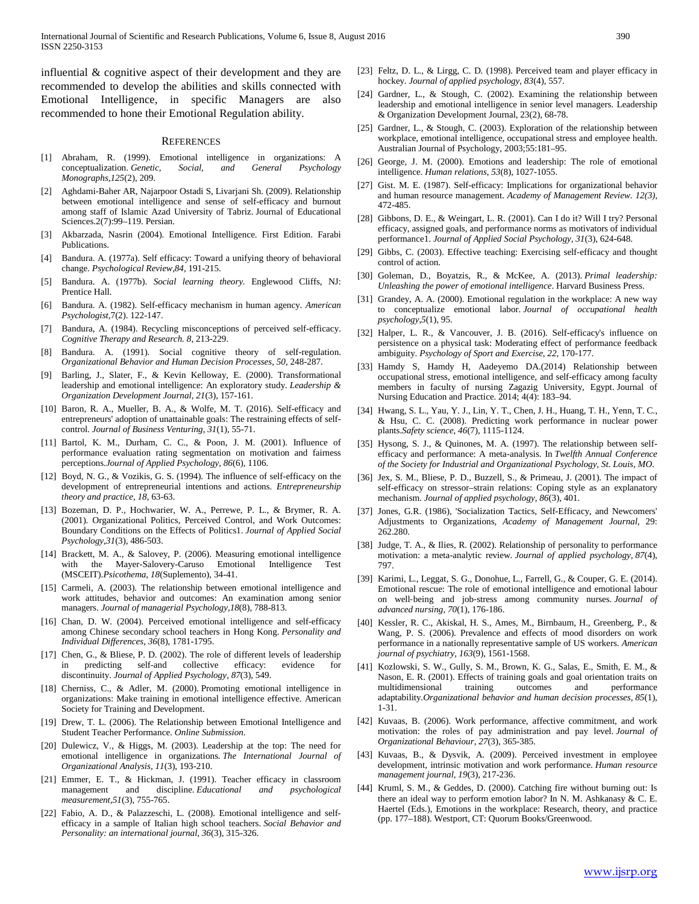influential & cognitive aspect of their development and they are recommended to develop the abilities and skills connected with Emotional Intelligence, in specific Managers are also recommended to hone their Emotional Regulation ability.

## REFERENCES

[1] Abraham, R. (1999). Emotional intelligence in organizations: A conceptualization. *Genetic, Social, and General Psychology Monographs,125*(2), 209.

[2] Aghdami-Baher AR, Najarpoor Ostadi S, Livarjani Sh. (2009). Relationship between emotional intelligence and sense of self-efficacy and burnout among staff of Islamic Azad University of Tabriz. Journal of Educational Sciences.2(7):99–119. Persian.

[3] Akbarzada, Nasrin (2004). Emotional Intelligence. First Edition. Farabi Publications.

[4] Bandura. A. (1977a). Self efficacy: Toward a unifying theory of behavioral change. *Psychological Review,84*, 191-215.

[5] Bandura. A. (1977b). *Social learning theory.* Englewood Cliffs, NJ: Prentice Hall.

[6] Bandura. A. (1982). Self-efficacy mechanism in human agency. *American Psychologist,*7(2). 122-147.

[7] Bandura, A. (1984). Recycling misconceptions of perceived self-efficacy. *Cognitive Therapy and Research. 8,* 213-229.

[8] Bandura. A. (1991). Social cognitive theory of self-regulation. *Organizational Behavior and Human Decision Processes, 50*, 248-287.

[9] Barling, J., Slater, F., & Kevin Kelloway, E. (2000). Transformational leadership and emotional intelligence: An exploratory study. *Leadership & Organization Development Journal, 21*(3), 157-161.

[10] Baron, R. A., Mueller, B. A., & Wolfe, M. T. (2016). Self-efficacy and entrepreneurs' adoption of unattainable goals: The restraining effects of self-control. *Journal of Business Venturing, 31*(1), 55-71.

[11] Bartol, K. M., Durham, C. C., & Poon, J. M. (2001). Influence of performance evaluation rating segmentation on motivation and fairness perceptions.*Journal of Applied Psychology, 86*(6), 1106.

[12] Boyd, N. G., & Vozikis, G. S. (1994). The influence of self-efficacy on the development of entrepreneurial intentions and actions. *Entrepreneurship theory and practice, 18*, 63-63.

[13] Bozeman, D. P., Hochwarier, W. A., Perrewe, P. L., & Brymer, R. A. (2001). Organizational Politics, Perceived Control, and Work Outcomes: Boundary Conditions on the Effects of Politics1. *Journal of Applied Social Psychology,31*(3), 486-503.

[14] Brackett, M. A., & Salovey, P. (2006). Measuring emotional intelligence with the Mayer-Salovery-Caruso Emotional Intelligence Test (MSCEIT).*Psicothema, 18*(Suplemento), 34-41.

[15] Carmeli, A. (2003). The relationship between emotional intelligence and work attitudes, behavior and outcomes: An examination among senior managers. *Journal of managerial Psychology,18*(8), 788-813.

[16] Chan, D. W. (2004). Perceived emotional intelligence and self-efficacy among Chinese secondary school teachers in Hong Kong. *Personality and Individual Differences, 36*(8), 1781-1795.

[17] Chen, G., & Bliese, P. D. (2002). The role of different levels of leadership in predicting self-and collective efficacy: evidence for discontinuity. *Journal of Applied Psychology, 87*(3), 549.

[18] Cherniss, C., & Adler, M. (2000). Promoting emotional intelligence in organizations: Make training in emotional intelligence effective. American Society for Training and Development.

[19] Drew, T. L. (2006). The Relationship between Emotional Intelligence and Student Teacher Performance. *Online Submission*.

[20] Dulewicz, V., & Higgs, M. (2003). Leadership at the top: The need for emotional intelligence in organizations. *The International Journal of Organizational Analysis, 11*(3), 193-210.

[21] Emmer, E. T., & Hickman, J. (1991). Teacher efficacy in classroom management and discipline. *Educational and psychological measurement,51*(3), 755-765.

[22] Fabio, A. D., & Palazzeschi, L. (2008). Emotional intelligence and self-efficacy in a sample of Italian high school teachers. *Social Behavior and Personality: an international journal, 36*(3), 315-326.

[23] Feltz, D. L., & Lirgg, C. D. (1998). Perceived team and player efficacy in hockey. *Journal of applied psychology, 83*(4), 557.

[24] Gardner, L., & Stough, C. (2002). Examining the relationship between leadership and emotional intelligence in senior level managers. Leadership & Organization Development Journal, 23(2), 68-78.

[25] Gardner, L., & Stough, C. (2003). Exploration of the relationship between workplace, emotional intelligence, occupational stress and employee health. Australian Journal of Psychology, 2003;55:181–95.

[26] George, J. M. (2000). Emotions and leadership: The role of emotional intelligence. *Human relations, 53*(8), 1027-1055.

[27] Gist. M. E. (1987). Self-efficacy: Implications for organizational behavior and human resource management. *Academy of Management Review. 12(3),* 472-485.

[28] Gibbons, D. E., & Weingart, L. R. (2001). Can I do it? Will I try? Personal efficacy, assigned goals, and performance norms as motivators of individual performance1. *Journal of Applied Social Psychology, 31*(3), 624-648.

[29] Gibbs, C. (2003). Effective teaching: Exercising self-efficacy and thought control of action.

[30] Goleman, D., Boyatzis, R., & McKee, A. (2013). *Primal leadership: Unleashing the power of emotional intelligence*. Harvard Business Press.

[31] Grandey, A. A. (2000). Emotional regulation in the workplace: A new way to conceptualize emotional labor. *Journal of occupational health psychology,5*(1), 95.

[32] Halper, L. R., & Vancouver, J. B. (2016). Self-efficacy's influence on persistence on a physical task: Moderating effect of performance feedback ambiguity. *Psychology of Sport and Exercise, 22*, 170-177.

[33] Hamdy S, Hamdy H, Aadeyemo DA.(2014) Relationship between occupational stress, emotional intelligence, and self-efficacy among faculty members in faculty of nursing Zagazig University, Egypt. Journal of Nursing Education and Practice. 2014; 4(4): 183–94.

[34] Hwang, S. L., Yau, Y. J., Lin, Y. T., Chen, J. H., Huang, T. H., Yenn, T. C., & Hsu, C. C. (2008). Predicting work performance in nuclear power plants.*Safety science, 46*(7), 1115-1124.

[35] Hysong, S. J., & Quinones, M. A. (1997). The relationship between self-efficacy and performance: A meta-analysis. In *Twelfth Annual Conference of the Society for Industrial and Organizational Psychology, St. Louis, MO*.

[36] Jex, S. M., Bliese, P. D., Buzzell, S., & Primeau, J. (2001). The impact of self-efficacy on stressor–strain relations: Coping style as an explanatory mechanism. *Journal of applied psychology, 86*(3), 401.

[37] Jones, G.R. (1986), 'Socialization Tactics, Self-Efficacy, and Newcomers' Adjustments to Organizations, *Academy of Management Journal,* 29: 262.280.

[38] Judge, T. A., & Ilies, R. (2002). Relationship of personality to performance motivation: a meta-analytic review. *Journal of applied psychology, 87*(4), 797.

[39] Karimi, L., Leggat, S. G., Donohue, L., Farrell, G., & Couper, G. E. (2014). Emotional rescue: The role of emotional intelligence and emotional labour on well‐being and job‐stress among community nurses. *Journal of advanced nursing, 70*(1), 176-186.

[40] Kessler, R. C., Akiskal, H. S., Ames, M., Birnbaum, H., Greenberg, P., & Wang, P. S. (2006). Prevalence and effects of mood disorders on work performance in a nationally representative sample of US workers. *American journal of psychiatry, 163*(9), 1561-1568.

[41] Kozlowski, S. W., Gully, S. M., Brown, K. G., Salas, E., Smith, E. M., & Nason, E. R. (2001). Effects of training goals and goal orientation traits on multidimensional training outcomes and performance adaptability.*Organizational behavior and human decision processes, 85*(1), 1-31.

[42] Kuvaas, B. (2006). Work performance, affective commitment, and work motivation: the roles of pay administration and pay level. *Journal of Organizational Behaviour, 27*(3), 365-385.

[43] Kuvaas, B., & Dysvik, A. (2009). Perceived investment in employee development, intrinsic motivation and work performance. *Human resource management journal, 19*(3), 217-236.

[44] Kruml, S. M., & Geddes, D. (2000). Catching fire without burning out: Is there an ideal way to perform emotion labor? In N. M. Ashkanasy & C. E. Haertel (Eds.), Emotions in the workplace: Research, theory, and practice (pp. 177–188). Westport, CT: Quorum Books/Greenwood.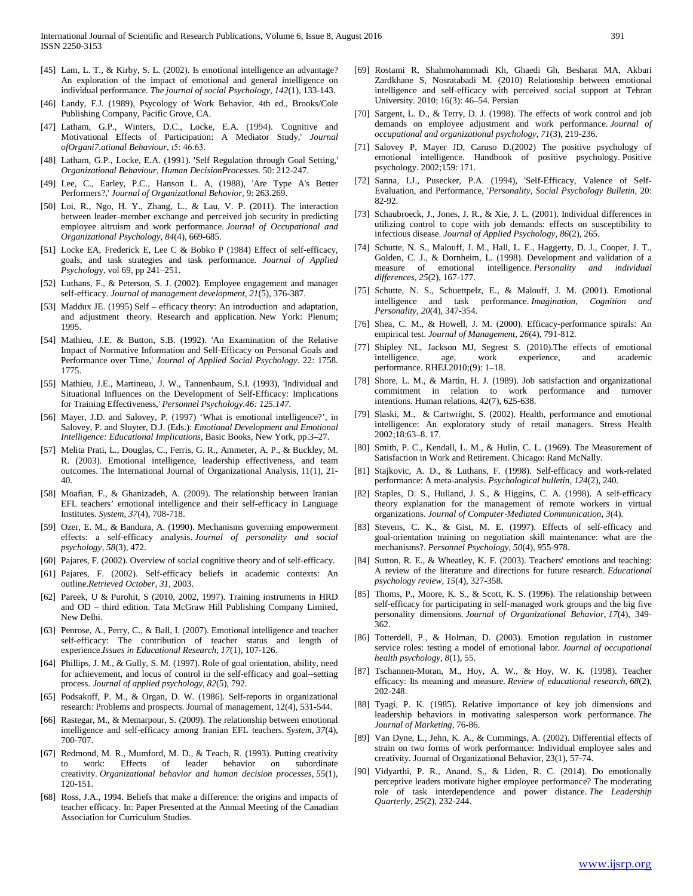[45] Lam, L. T., & Kirby, S. L. (2002). Is emotional intelligence an advantage? An exploration of the impact of emotional and general intelligence on individual performance. *The journal of social Psychology*, *142*(1), 133-143.

[46] Landy, F.J. (1989), Psycology of Work Behavior, 4th ed., Brooks/Cole Publishing Company, Pacific Grove, CA.

[47] Latham, G.P., Winters, D.C., Locke, E.A. (1994). 'Cognitive and Motivational Effects of Participation: A Mediator Study,' *Journal ofOrgani7.ational Behaviour,* ı5: 46.63.

[48] Latham, G.P., Locke, E.A. (1991). 'Self Regulation through Goal Setting,' *Organizational Behaviour, Human DecisionProcesses.* 50: 212-247.

[49] Lee, C., Earley, P.C., Hanson L. A, (1988), 'Are Type A's Better Performers?,' *Journal of Organizatlonal Behavior,* 9: 263.269.

[50] Loi, R., Ngo, H. Y., Zhang, L., & Lau, V. P. (2011). The interaction between leader–member exchange and perceived job security in predicting employee altruism and work performance. *Journal of Occupational and Organizational Psychology*, *84*(4), 669-685.

[51] Locke EA, Frederick E, Lee C & Bobko P (1984) Effect of self-efficacy, goals, and task strategies and task performance. *Journal of Applied Psychology*, vol 69, pp 241–251.

[52] Luthans, F., & Peterson, S. J. (2002). Employee engagement and manager self-efficacy. *Journal of management development*, *21*(5), 376-387.

[53] Maddux JE. (1995) Self – efficacy theory: An introduction and adaptation, and adjustment theory. Research and application. New York: Plenum; 1995.

[54] Mathieu, J.E. & Button, S.B. (1992). 'An Examination of the Relative Impact of Normative Information and Self-Efficacy on Personal Goals and Performance over Time,' *Journal of Applied Social Psychology.* 22: 1758. 1775.

[55] Mathieu, J.E., Martineau, J. W., Tannenbaum, S.I. (1993), 'Individual and Situational Influences on the Development of Self-Efficacy: Implications for Training Effectiveness,' *Personnel Psychology.46: 125.147*.

[56] Mayer, J.D. and Salovey, P. (1997) 'What is emotional intelligence?', in Salovey, P. and Sluyter, D.J. (Eds.): *Emotional Development and Emotional Intelligence: Educational Implications*, Basic Books, New York, pp.3–27.

[57] Melita Prati, L., Douglas, C., Ferris, G. R., Ammeter, A. P., & Buckley, M. R. (2003). Emotional intelligence, leadership effectiveness, and team outcomes. The International Journal of Organizational Analysis, 11(1), 21-40.

[58] Moafian, F., & Ghanizadeh, A. (2009). The relationship between Iranian EFL teachers' emotional intelligence and their self-efficacy in Language Institutes. *System*, *37*(4), 708-718.

[59] Ozer, E. M., & Bandura, A. (1990). Mechanisms governing empowerment effects: a self-efficacy analysis. *Journal of personality and social psychology*, *58*(3), 472.

[60] Pajares, F. (2002). Overview of social cognitive theory and of self-efficacy.

[61] Pajares, F. (2002). Self-efficacy beliefs in academic contexts: An outline.*Retrieved October*, *31*, 2003.

[62] Pareek, U & Purohit, S (2010, 2002, 1997). Training instruments in HRD and OD – third edition. Tata McGraw Hill Publishing Company Limited, New Delhi.

[63] Penrose, A., Perry, C., & Ball, I. (2007). Emotional intelligence and teacher self-efficacy: The contribution of teacher status and length of experience.*Issues in Educational Research*, *17*(1), 107-126.

[64] Phillips, J. M., & Gully, S. M. (1997). Role of goal orientation, ability, need for achievement, and locus of control in the self-efficacy and goal--setting process. *Journal of applied psychology*, *82*(5), 792.

[65] Podsakoff, P. M., & Organ, D. W. (1986). Self-reports in organizational research: Problems and prospects. Journal of management, 12(4), 531-544.

[66] Rastegar, M., & Memarpour, S. (2009). The relationship between emotional intelligence and self-efficacy among Iranian EFL teachers. *System*, *37*(4), 700-707.

[67] Redmond, M. R., Mumford, M. D., & Teach, R. (1993). Putting creativity to work: Effects of leader behavior on subordinate creativity. *Organizational behavior and human decision processes*, *55*(1), 120-151.

[68] Ross, J.A., 1994. Beliefs that make a difference: the origins and impacts of teacher efficacy. In: Paper Presented at the Annual Meeting of the Canadian Association for Curriculum Studies.

[69] Rostami R, Shahmohammadi Kh, Ghaedi Gh, Besharat MA, Akbari Zardkhane S, Nosratabadi M. (2010) Relationship between emotional intelligence and self-efficacy with perceived social support at Tehran University. 2010; 16(3): 46–54. Persian

[70] Sargent, L. D., & Terry, D. J. (1998). The effects of work control and job demands on employee adjustment and work performance. *Journal of occupational and organizational psychology*, *71*(3), 219-236.

[71] Salovey P, Mayer JD, Caruso D.(2002) The positive psychology of emotional intelligence. Handbook of positive psychology. Positive psychology. 2002;159: 171.

[72] Sanna, LJ., Pusecker, P.A. (1994), 'Self-Efficacy, Valence of Self-Evaluation, and Performance, '*Personality, Social Psychology Bulletin,* 20: 82-92.

[73] Schaubroeck, J., Jones, J. R., & Xie, J. L. (2001). Individual differences in utilizing control to cope with job demands: effects on susceptibility to infectious disease. *Journal of Applied Psychology*, *86*(2), 265.

[74] Schutte, N. S., Malouff, J. M., Hall, L. E., Haggerty, D. J., Cooper, J. T., Golden, C. J., & Dornheim, L. (1998). Development and validation of a measure of emotional intelligence. *Personality and individual differences*, *25*(2), 167-177.

[75] Schutte, N. S., Schuettpelz, E., & Malouff, J. M. (2001). Emotional intelligence and task performance. *Imagination, Cognition and Personality*, *20*(4), 347-354.

[76] Shea, C. M., & Howell, J. M. (2000). Efficacy-performance spirals: An empirical test. *Journal of Management*, *26*(4), 791-812.

[77] Shipley NL, Jackson MJ, Segrest S. (2010).The effects of emotional intelligence, age, work experience, and academic performance. RHEJ.2010;(9): 1–18.

[78] Shore, L. M., & Martin, H. J. (1989). Job satisfaction and organizational commitment in relation to work performance and turnover intentions. Human relations, 42(7), 625-638.

[79] Slaski, M., & Cartwright, S. (2002). Health, performance and emotional intelligence: An exploratory study of retail managers. Stress Health 2002;18:63–8. 17.

[80] Smith, P. C., Kendall, L. M., & Hulin, C. L. (1969). The Measurement of Satisfaction in Work and Retirement. Chicago: Rand McNally.

[81] Stajkovic, A. D., & Luthans, F. (1998). Self-efficacy and work-related performance: A meta-analysis. *Psychological bulletin*, *124*(2), 240.

[82] Staples, D. S., Hulland, J. S., & Higgins, C. A. (1998). A self-efficacy theory explanation for the management of remote workers in virtual organizations. *Journal of Computer-Mediated Communication*, *3*(4).

[83] Stevens, C. K., & Gist, M. E. (1997). Effects of self-efficacy and goal-orientation training on negotiation skill maintenance: what are the mechanisms?. *Personnel Psychology*, *50*(4), 955-978.

[84] Sutton, R. E., & Wheatley, K. F. (2003). Teachers' emotions and teaching: A review of the literature and directions for future research. *Educational psychology review*, *15*(4), 327-358.

[85] Thoms, P., Moore, K. S., & Scott, K. S. (1996). The relationship between self-efficacy for participating in self-managed work groups and the big five personality dimensions. *Journal of Organizational Behavior*, *17*(4), 349-362.

[86] Totterdell, P., & Holman, D. (2003). Emotion regulation in customer service roles: testing a model of emotional labor. *Journal of occupational health psychology*, *8*(1), 55.

[87] Tschannen-Moran, M., Hoy, A. W., & Hoy, W. K. (1998). Teacher efficacy: Its meaning and measure. *Review of educational research*, *68*(2), 202-248.

[88] Tyagi, P. K. (1985). Relative importance of key job dimensions and leadership behaviors in motivating salesperson work performance. *The Journal of Marketing*, 76-86.

[89] Van Dyne, L., Jehn, K. A., & Cummings, A. (2002). Differential effects of strain on two forms of work performance: Individual employee sales and creativity. Journal of Organizational Behavior, 23(1), 57-74.

[90] Vidyarthi, P. R., Anand, S., & Liden, R. C. (2014). Do emotionally perceptive leaders motivate higher employee performance? The moderating role of task interdependence and power distance. *The Leadership Quarterly*, *25*(2), 232-244.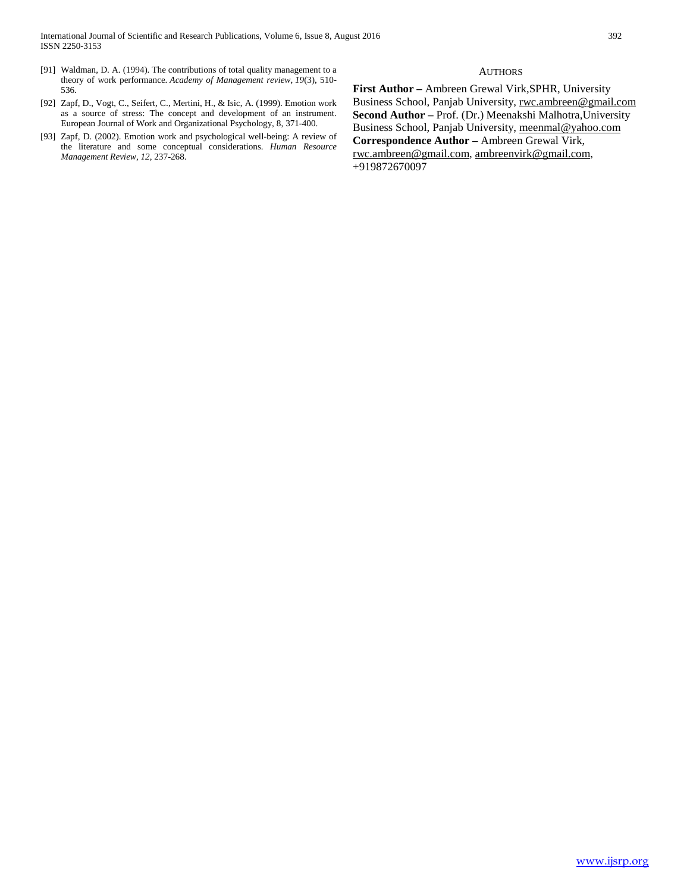[91] Waldman, D. A. (1994). The contributions of total quality management to a theory of work performance. *Academy of Management review, 19*(3), 510-536.

[92] Zapf, D., Vogt, C., Seifert, C., Mertini, H., & Isic, A. (1999). Emotion work as a source of stress: The concept and development of an instrument. European Journal of Work and Organizational Psychology, 8, 371-400.

[93] Zapf, D. (2002). Emotion work and psychological well-being: A review of the literature and some conceptual considerations. *Human Resource Management Review, 12*, 237-268.

## AUTHORS

**First Author –** Ambreen Grewal Virk,SPHR, University Business School, Panjab University, rwc.ambreen@gmail.com
**Second Author –** Prof. (Dr.) Meenakshi Malhotra,University Business School, Panjab University, meenmal@yahoo.com
**Correspondence Author –** Ambreen Grewal Virk, rwc.ambreen@gmail.com, ambreenvirk@gmail.com, +919872670097